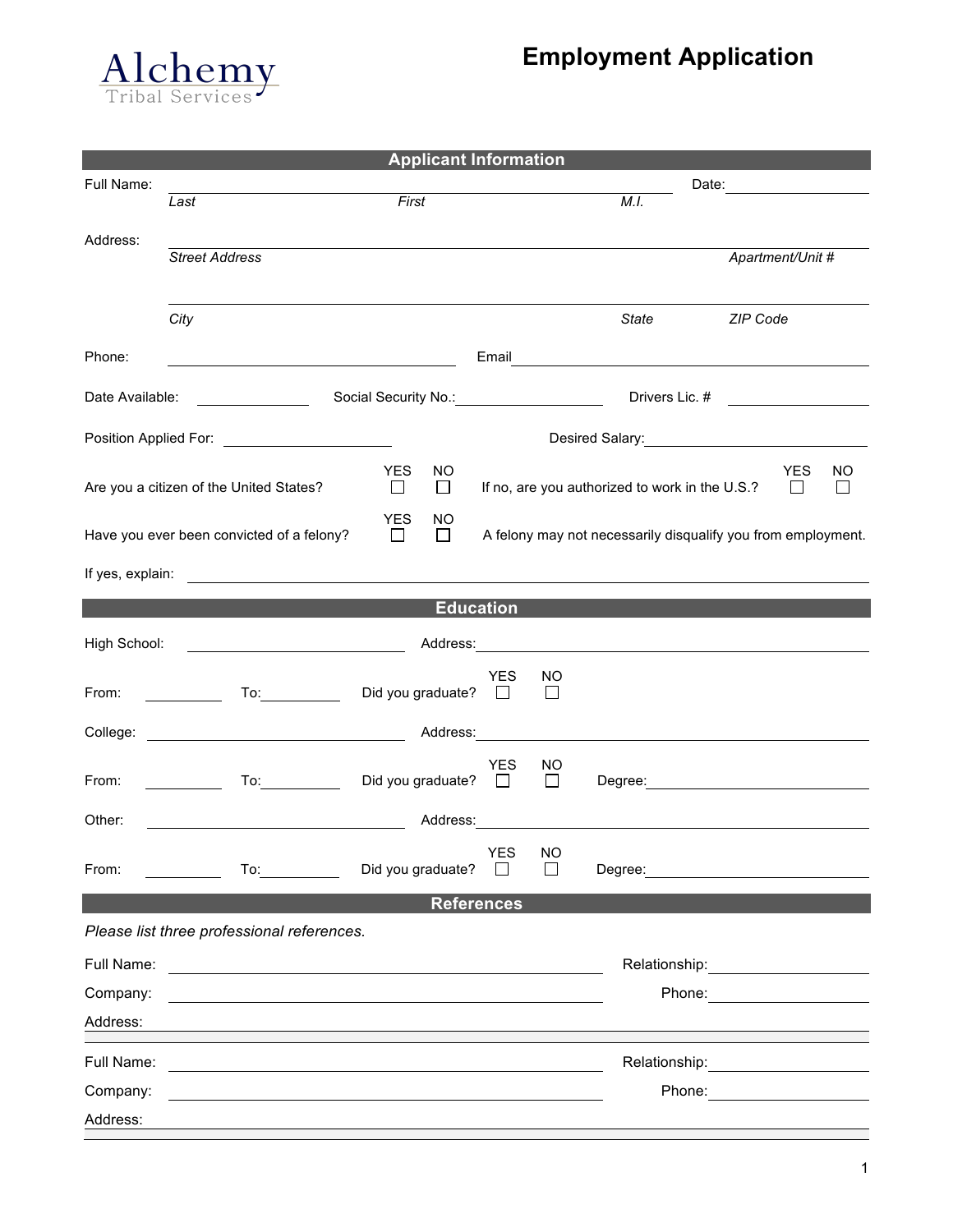Alchemy
Tribal Services

# Employment Application

## Applicant Information

Full Name: ______________________________________________ Date: ____________

*Last* *First* *M.I.*

Address: ______________________________________________

*Street Address* *Apartment/Unit #*

______________________________________________

*City* *State* *ZIP Code*

Phone: ____________________ Email ____________________

Date Available: __________ Social Security No.: __________ Drivers Lic. # __________

Position Applied For: ____________________ Desired Salary: ____________________

Are you a citizen of the United States? YES ☐ NO ☐ If no, are you authorized to work in the U.S.? YES ☐ NO ☐

Have you ever been convicted of a felony? YES ☐ NO ☐ A felony may not necessarily disqualify you from employment.

If yes, explain: ______________________________________________

## Education

High School: ____________________ Address: ____________________

From: __________ To: __________ Did you graduate? YES ☐ NO ☐

College: ____________________ Address: ____________________

From: __________ To: __________ Did you graduate? YES ☐ NO ☐ Degree: ____________________

Other: ____________________ Address: ____________________

From: __________ To: __________ Did you graduate? YES ☐ NO ☐ Degree: ____________________

## References

*Please list three professional references.*

Full Name: ____________________ Relationship: ____________________

Company: ____________________ Phone: ____________________

Address: ______________________________________________

Full Name: ____________________ Relationship: ____________________

Company: ____________________ Phone: ____________________

Address: ______________________________________________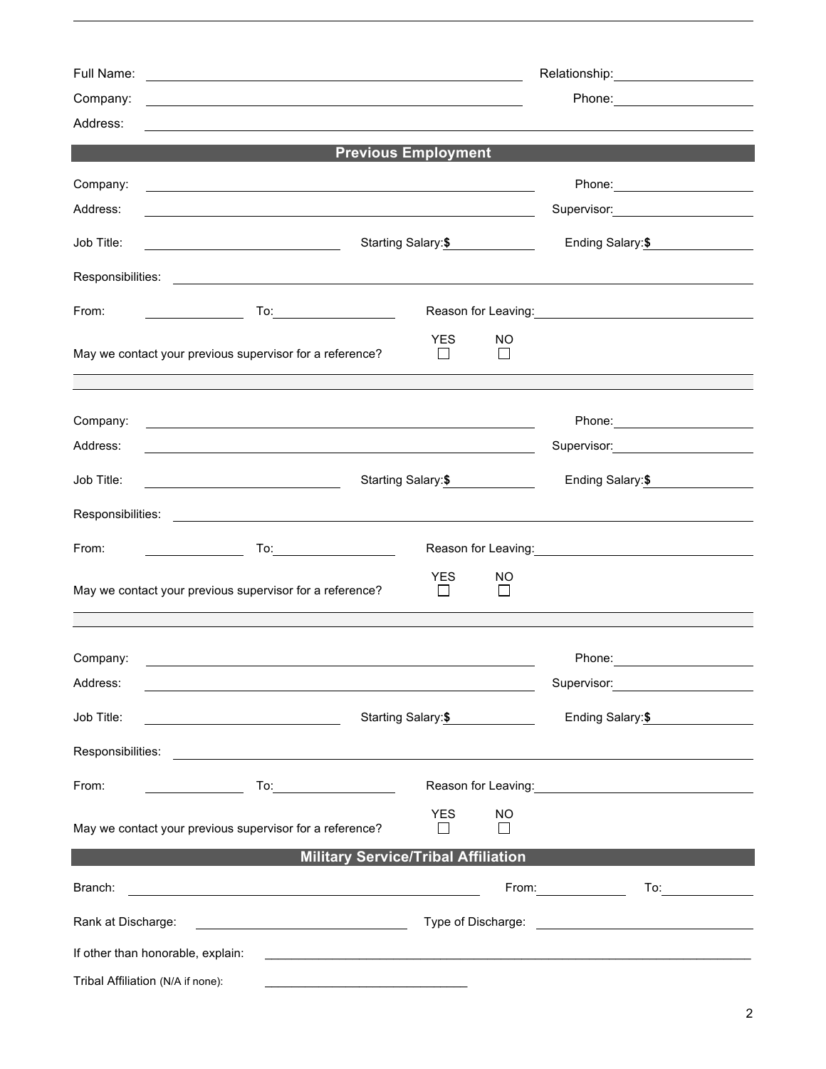Full Name: ______________________________ Relationship: ______________

Company: ______________________________ Phone: ______________

Address: ______________________________________________

## Previous Employment

Company: ______________________________ Phone: ______________

Address: ______________________________ Supervisor: ______________

Job Title: ______________ Starting Salary: $ __________ Ending Salary: $ __________

Responsibilities: ______________________________________________

From: __________ To: __________ Reason for Leaving: ______________________

May we contact your previous supervisor for a reference? YES ☐ NO ☐

---

Company: ______________________________ Phone: ______________

Address: ______________________________ Supervisor: ______________

Job Title: ______________ Starting Salary: $ __________ Ending Salary: $ __________

Responsibilities: ______________________________________________

From: __________ To: __________ Reason for Leaving: ______________________

May we contact your previous supervisor for a reference? YES ☐ NO ☐

---

Company: ______________________________ Phone: ______________

Address: ______________________________ Supervisor: ______________

Job Title: ______________ Starting Salary: $ __________ Ending Salary: $ __________

Responsibilities: ______________________________________________

From: __________ To: __________ Reason for Leaving: ______________________

May we contact your previous supervisor for a reference? YES ☐ NO ☐

## Military Service/Tribal Affiliation

Branch: ______________________________ From: __________ To: __________

Rank at Discharge: ______________________ Type of Discharge: ______________________

If other than honorable, explain: ______________________________________________

Tribal Affiliation (N/A if none): ______________________________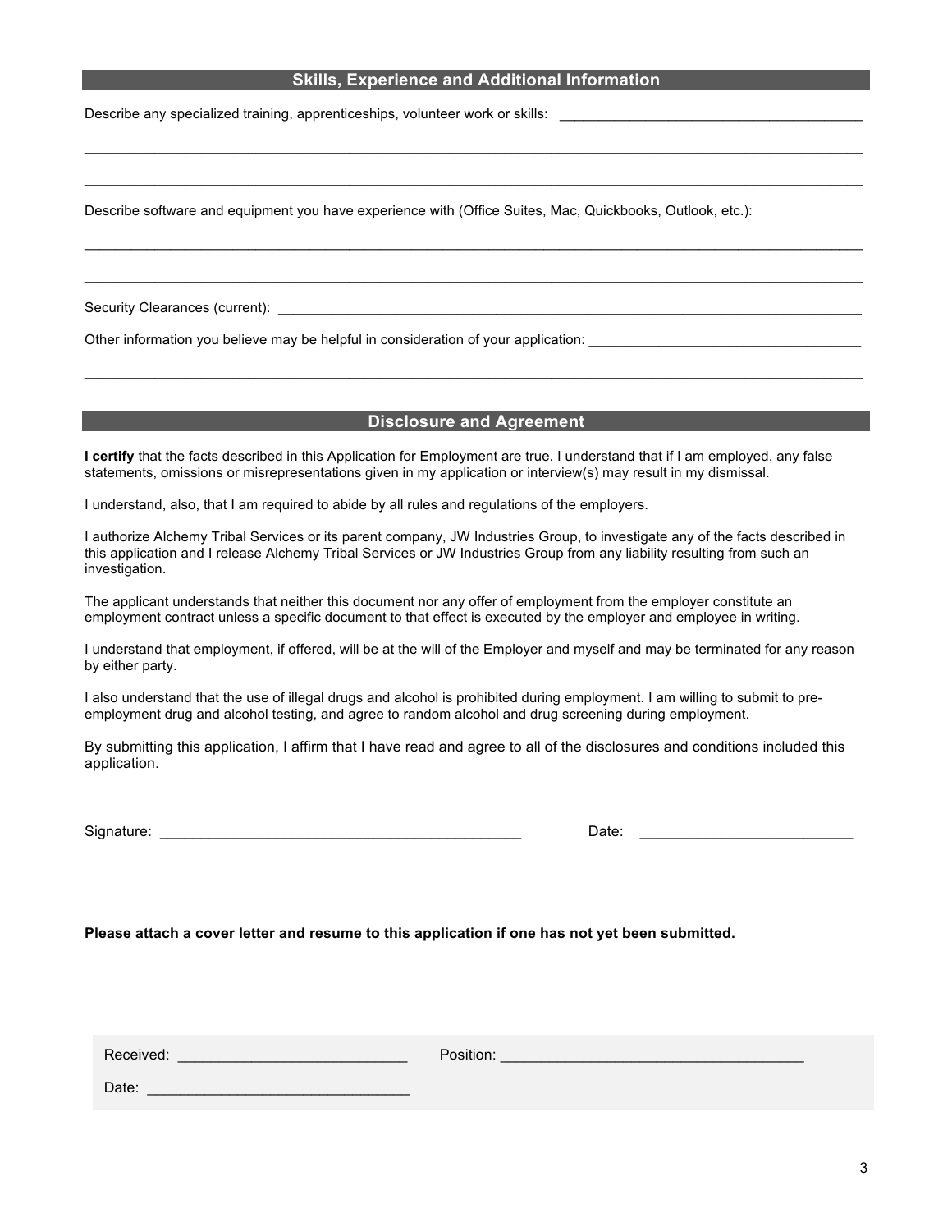## Skills, Experience and Additional Information

Describe any specialized training, apprenticeships, volunteer work or skills: ________________________________________

____________________________________________________________________________________________________

____________________________________________________________________________________________________

Describe software and equipment you have experience with (Office Suites, Mac, Quickbooks, Outlook, etc.):

____________________________________________________________________________________________________

____________________________________________________________________________________________________

Security Clearances (current): ________________________________________________________________________________

Other information you believe may be helpful in consideration of your application: ____________________________________

____________________________________________________________________________________________________

## Disclosure and Agreement

**I certify** that the facts described in this Application for Employment are true. I understand that if I am employed, any false statements, omissions or misrepresentations given in my application or interview(s) may result in my dismissal.

I understand, also, that I am required to abide by all rules and regulations of the employers.

I authorize Alchemy Tribal Services or its parent company, JW Industries Group, to investigate any of the facts described in this application and I release Alchemy Tribal Services or JW Industries Group from any liability resulting from such an investigation.

The applicant understands that neither this document nor any offer of employment from the employer constitute an employment contract unless a specific document to that effect is executed by the employer and employee in writing.

I understand that employment, if offered, will be at the will of the Employer and myself and may be terminated for any reason by either party.

I also understand that the use of illegal drugs and alcohol is prohibited during employment. I am willing to submit to pre-employment drug and alcohol testing, and agree to random alcohol and drug screening during employment.

By submitting this application, I affirm that I have read and agree to all of the disclosures and conditions included this application.

Signature: ______________________________________________ Date: __________________________

**Please attach a cover letter and resume to this application if one has not yet been submitted.**

Received: ____________________________ Position: ______________________________________

Date: ________________________________